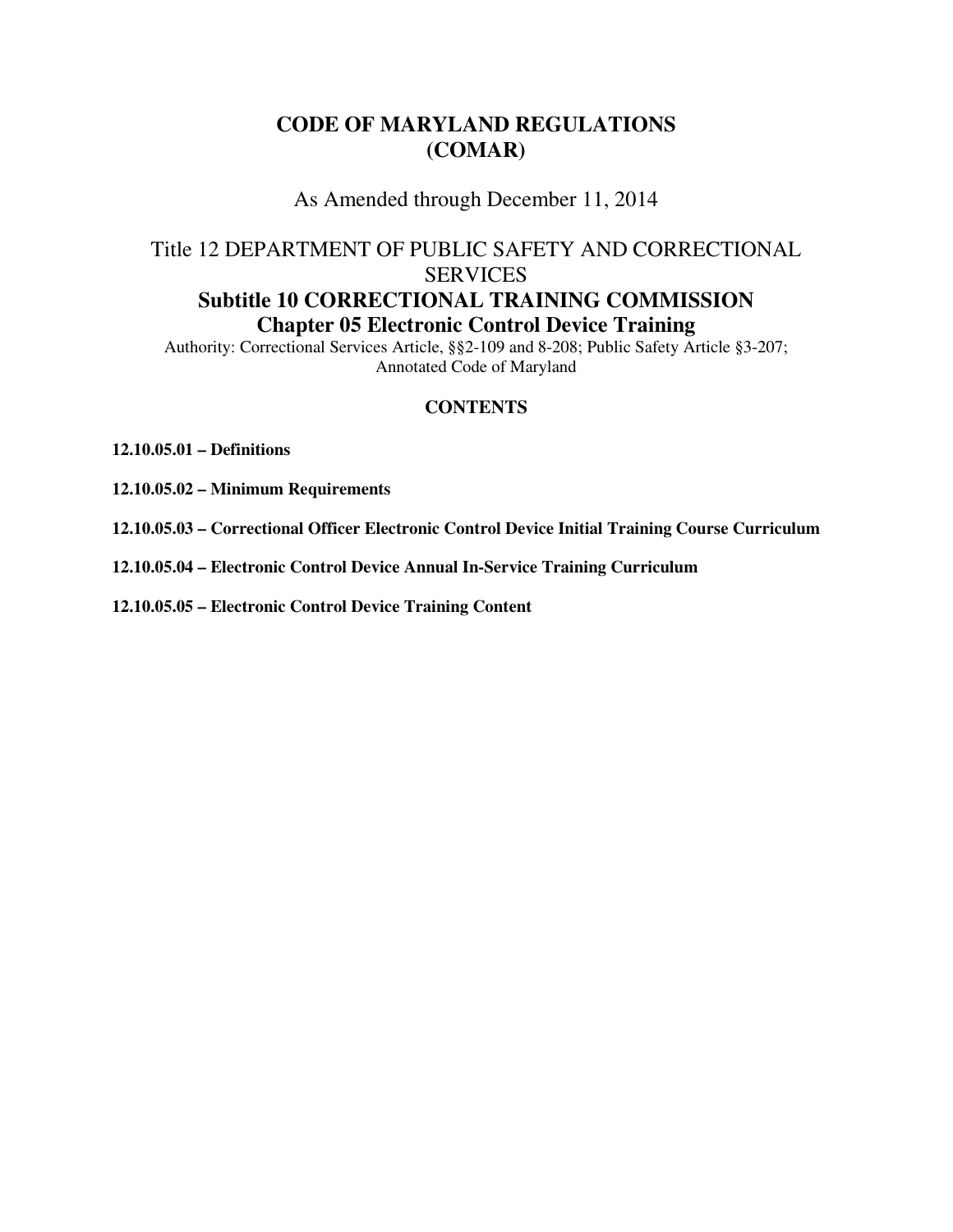# CODE OF MARYLAND REGULATIONS (COMAR)

As Amended through December 11, 2014

## Title 12 DEPARTMENT OF PUBLIC SAFETY AND CORRECTIONAL SERVICES

## Subtitle 10 CORRECTIONAL TRAINING COMMISSION

## Chapter 05 Electronic Control Device Training

Authority: Correctional Services Article, §§2-109 and 8-208; Public Safety Article §3-207; Annotated Code of Maryland

### CONTENTS

**12.10.05.01 – Definitions**

**12.10.05.02 – Minimum Requirements**

**12.10.05.03 – Correctional Officer Electronic Control Device Initial Training Course Curriculum**

**12.10.05.04 – Electronic Control Device Annual In-Service Training Curriculum**

**12.10.05.05 – Electronic Control Device Training Content**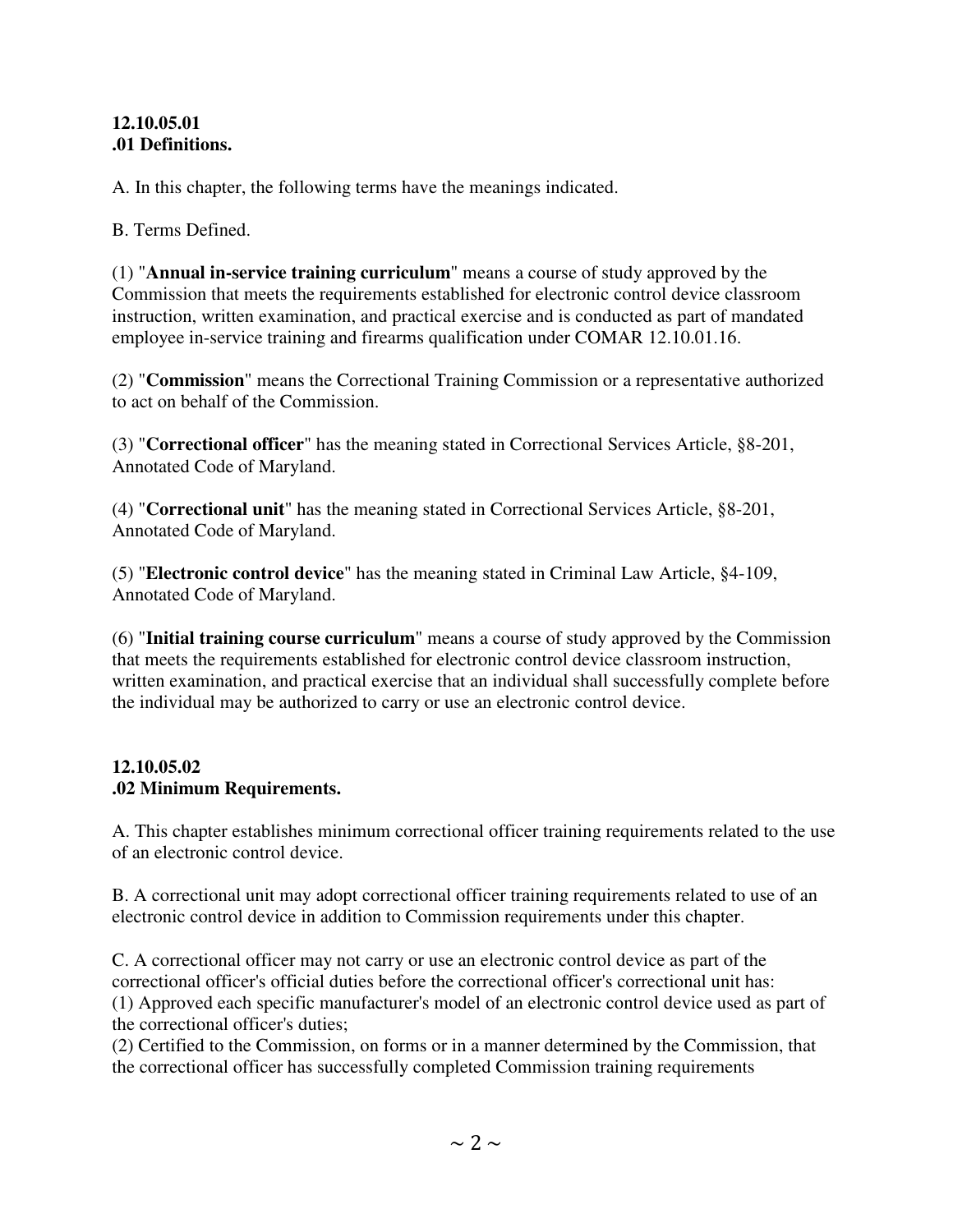**12.10.05.01**
**.01 Definitions.**

A. In this chapter, the following terms have the meanings indicated.

B. Terms Defined.

(1) "**Annual in-service training curriculum**" means a course of study approved by the Commission that meets the requirements established for electronic control device classroom instruction, written examination, and practical exercise and is conducted as part of mandated employee in-service training and firearms qualification under COMAR 12.10.01.16.

(2) "**Commission**" means the Correctional Training Commission or a representative authorized to act on behalf of the Commission.

(3) "**Correctional officer**" has the meaning stated in Correctional Services Article, §8-201, Annotated Code of Maryland.

(4) "**Correctional unit**" has the meaning stated in Correctional Services Article, §8-201, Annotated Code of Maryland.

(5) "**Electronic control device**" has the meaning stated in Criminal Law Article, §4-109, Annotated Code of Maryland.

(6) "**Initial training course curriculum**" means a course of study approved by the Commission that meets the requirements established for electronic control device classroom instruction, written examination, and practical exercise that an individual shall successfully complete before the individual may be authorized to carry or use an electronic control device.

**12.10.05.02**
**.02 Minimum Requirements.**

A. This chapter establishes minimum correctional officer training requirements related to the use of an electronic control device.

B. A correctional unit may adopt correctional officer training requirements related to use of an electronic control device in addition to Commission requirements under this chapter.

C. A correctional officer may not carry or use an electronic control device as part of the correctional officer's official duties before the correctional officer's correctional unit has:
(1) Approved each specific manufacturer's model of an electronic control device used as part of the correctional officer's duties;
(2) Certified to the Commission, on forms or in a manner determined by the Commission, that the correctional officer has successfully completed Commission training requirements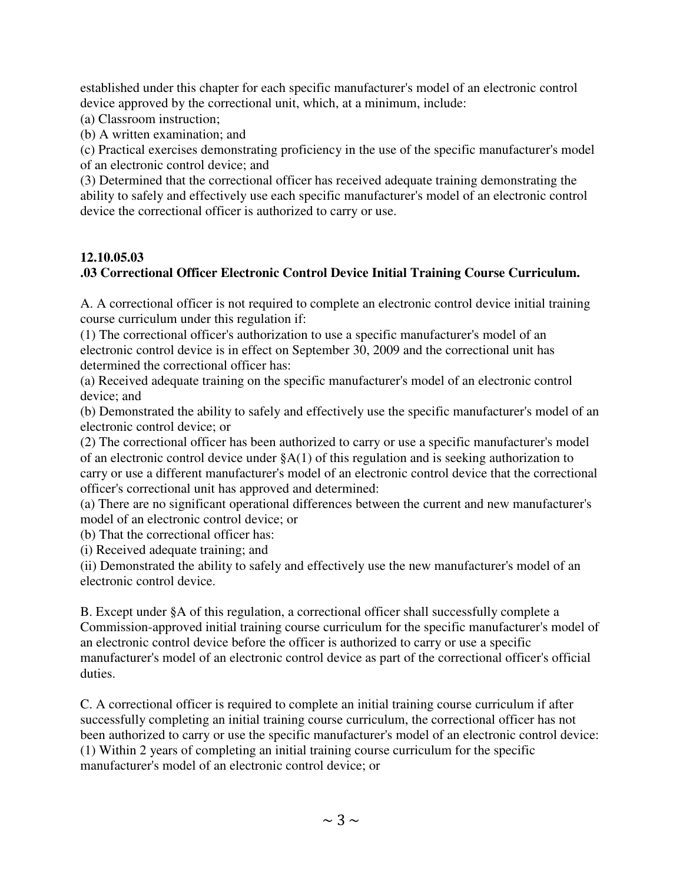established under this chapter for each specific manufacturer's model of an electronic control device approved by the correctional unit, which, at a minimum, include:

(a) Classroom instruction;

(b) A written examination; and

(c) Practical exercises demonstrating proficiency in the use of the specific manufacturer's model of an electronic control device; and

(3) Determined that the correctional officer has received adequate training demonstrating the ability to safely and effectively use each specific manufacturer's model of an electronic control device the correctional officer is authorized to carry or use.

**12.10.05.03**
**.03 Correctional Officer Electronic Control Device Initial Training Course Curriculum.**

A. A correctional officer is not required to complete an electronic control device initial training course curriculum under this regulation if:

(1) The correctional officer's authorization to use a specific manufacturer's model of an electronic control device is in effect on September 30, 2009 and the correctional unit has determined the correctional officer has:

(a) Received adequate training on the specific manufacturer's model of an electronic control device; and

(b) Demonstrated the ability to safely and effectively use the specific manufacturer's model of an electronic control device; or

(2) The correctional officer has been authorized to carry or use a specific manufacturer's model of an electronic control device under §A(1) of this regulation and is seeking authorization to carry or use a different manufacturer's model of an electronic control device that the correctional officer's correctional unit has approved and determined:

(a) There are no significant operational differences between the current and new manufacturer's model of an electronic control device; or

(b) That the correctional officer has:

(i) Received adequate training; and

(ii) Demonstrated the ability to safely and effectively use the new manufacturer's model of an electronic control device.

B. Except under §A of this regulation, a correctional officer shall successfully complete a Commission-approved initial training course curriculum for the specific manufacturer's model of an electronic control device before the officer is authorized to carry or use a specific manufacturer's model of an electronic control device as part of the correctional officer's official duties.

C. A correctional officer is required to complete an initial training course curriculum if after successfully completing an initial training course curriculum, the correctional officer has not been authorized to carry or use the specific manufacturer's model of an electronic control device:

(1) Within 2 years of completing an initial training course curriculum for the specific manufacturer's model of an electronic control device; or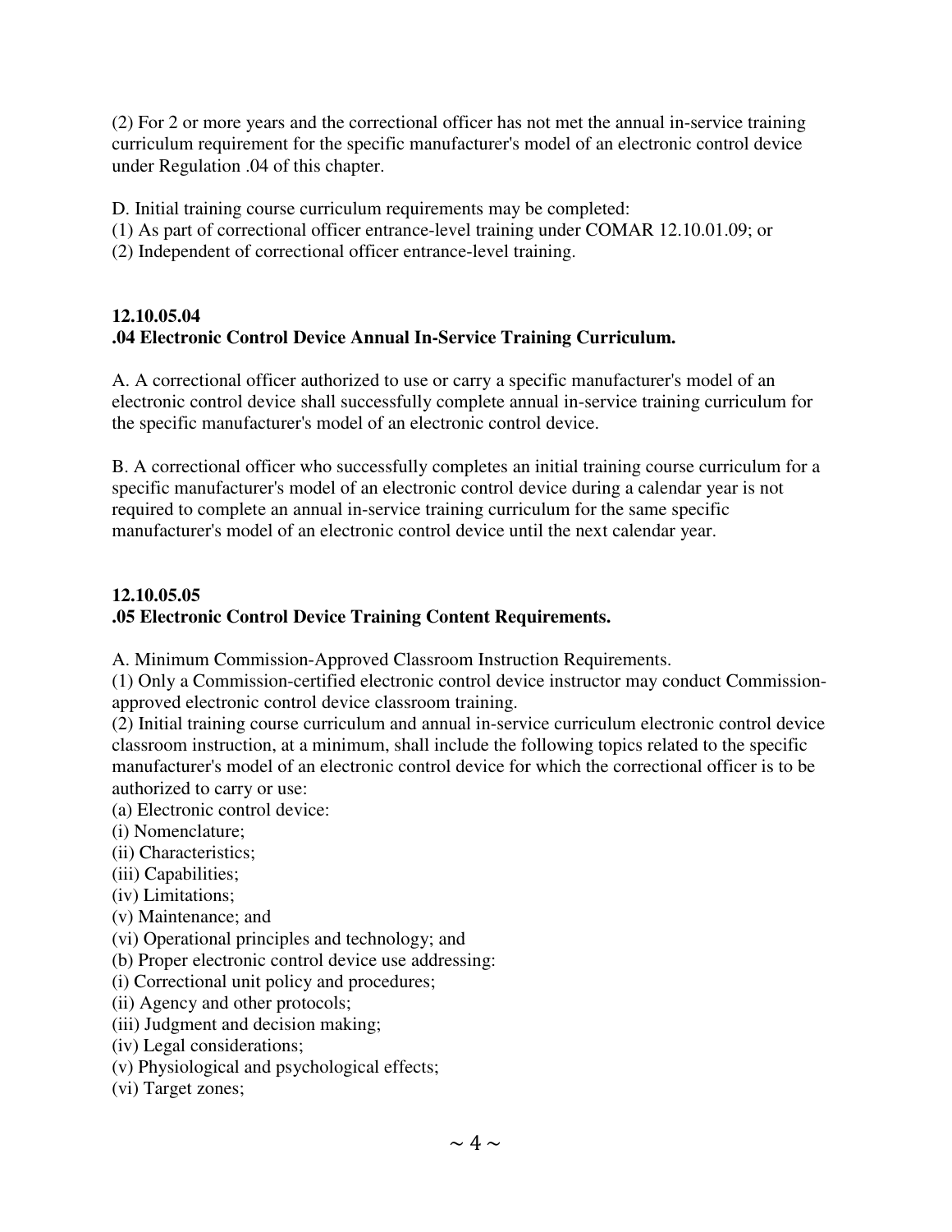(2) For 2 or more years and the correctional officer has not met the annual in-service training curriculum requirement for the specific manufacturer's model of an electronic control device under Regulation .04 of this chapter.

D. Initial training course curriculum requirements may be completed:
(1) As part of correctional officer entrance-level training under COMAR 12.10.01.09; or
(2) Independent of correctional officer entrance-level training.

**12.10.05.04**
**.04 Electronic Control Device Annual In-Service Training Curriculum.**

A. A correctional officer authorized to use or carry a specific manufacturer's model of an electronic control device shall successfully complete annual in-service training curriculum for the specific manufacturer's model of an electronic control device.

B. A correctional officer who successfully completes an initial training course curriculum for a specific manufacturer's model of an electronic control device during a calendar year is not required to complete an annual in-service training curriculum for the same specific manufacturer's model of an electronic control device until the next calendar year.

**12.10.05.05**
**.05 Electronic Control Device Training Content Requirements.**

A. Minimum Commission-Approved Classroom Instruction Requirements.
(1) Only a Commission-certified electronic control device instructor may conduct Commission-approved electronic control device classroom training.
(2) Initial training course curriculum and annual in-service curriculum electronic control device classroom instruction, at a minimum, shall include the following topics related to the specific manufacturer's model of an electronic control device for which the correctional officer is to be authorized to carry or use:
(a) Electronic control device:
(i) Nomenclature;
(ii) Characteristics;
(iii) Capabilities;
(iv) Limitations;
(v) Maintenance; and
(vi) Operational principles and technology; and
(b) Proper electronic control device use addressing:
(i) Correctional unit policy and procedures;
(ii) Agency and other protocols;
(iii) Judgment and decision making;
(iv) Legal considerations;
(v) Physiological and psychological effects;
(vi) Target zones;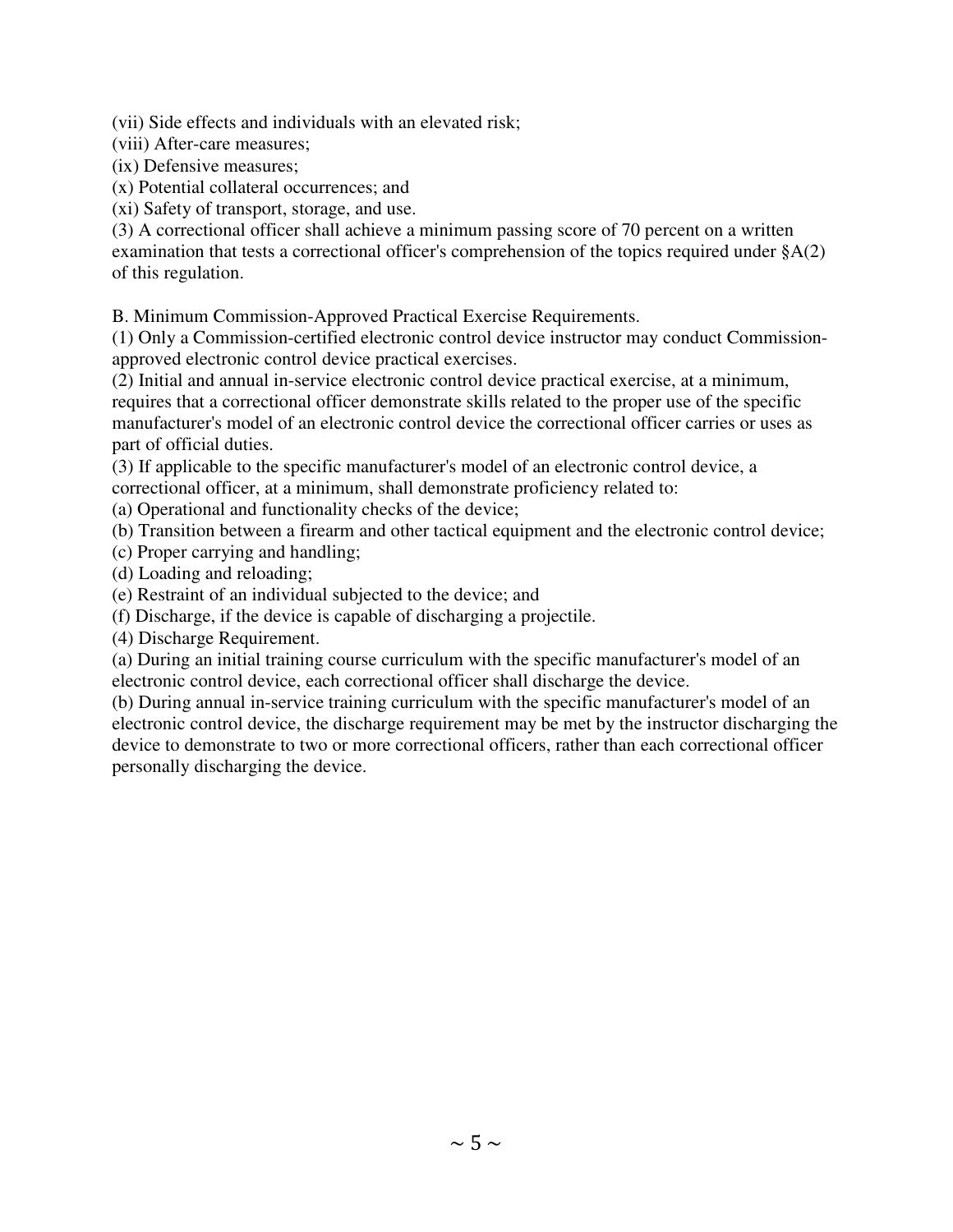(vii) Side effects and individuals with an elevated risk;

(viii) After-care measures;

(ix) Defensive measures;

(x) Potential collateral occurrences; and

(xi) Safety of transport, storage, and use.

(3) A correctional officer shall achieve a minimum passing score of 70 percent on a written examination that tests a correctional officer's comprehension of the topics required under §A(2) of this regulation.

B. Minimum Commission-Approved Practical Exercise Requirements.

(1) Only a Commission-certified electronic control device instructor may conduct Commission-approved electronic control device practical exercises.

(2) Initial and annual in-service electronic control device practical exercise, at a minimum, requires that a correctional officer demonstrate skills related to the proper use of the specific manufacturer's model of an electronic control device the correctional officer carries or uses as part of official duties.

(3) If applicable to the specific manufacturer's model of an electronic control device, a correctional officer, at a minimum, shall demonstrate proficiency related to:

(a) Operational and functionality checks of the device;

(b) Transition between a firearm and other tactical equipment and the electronic control device;

(c) Proper carrying and handling;

(d) Loading and reloading;

(e) Restraint of an individual subjected to the device; and

(f) Discharge, if the device is capable of discharging a projectile.

(4) Discharge Requirement.

(a) During an initial training course curriculum with the specific manufacturer's model of an electronic control device, each correctional officer shall discharge the device.

(b) During annual in-service training curriculum with the specific manufacturer's model of an electronic control device, the discharge requirement may be met by the instructor discharging the device to demonstrate to two or more correctional officers, rather than each correctional officer personally discharging the device.